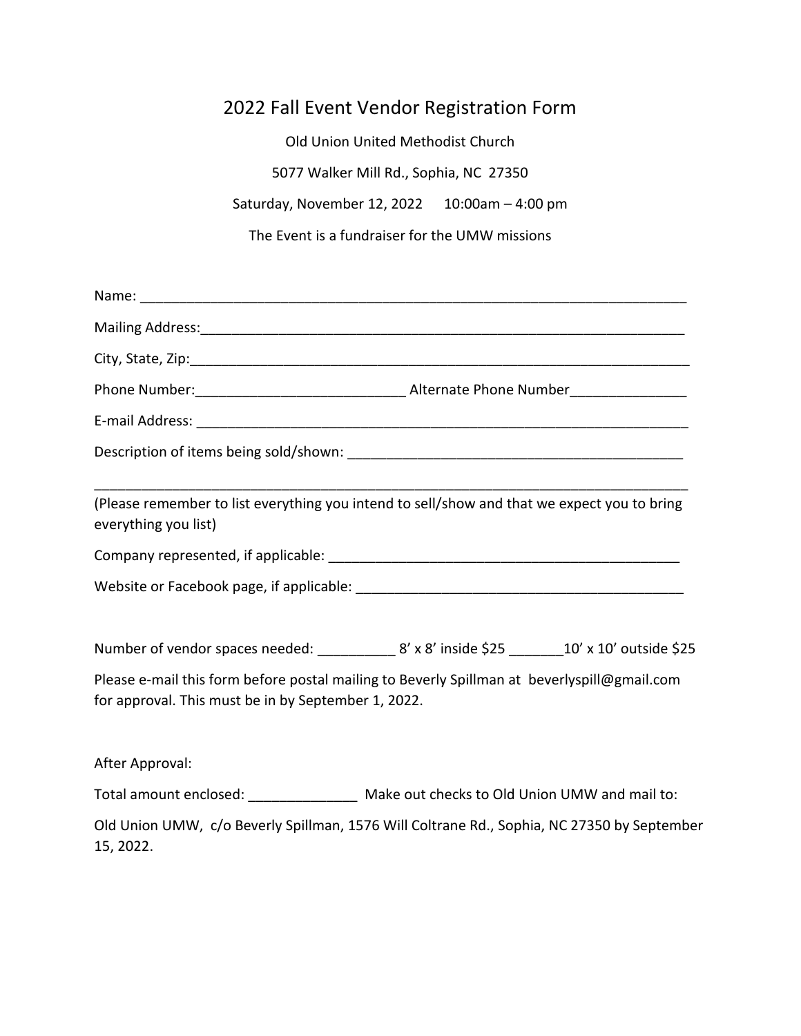# 2022 Fall Event Vendor Registration Form

Old Union United Methodist Church

5077 Walker Mill Rd., Sophia, NC 27350

Saturday, November 12, 2022 10:00am – 4:00 pm

The Event is a fundraiser for the UMW missions

Name: ___________________________________________________________________________

Mailing Address:_______________________________________________________________

City, State, Zip:_________________________________________________________________

Phone Number:__________________________ Alternate Phone Number_______________

E-mail Address: _________________________________________________________________

Description of items being sold/shown: ____________________________________________

_______________________________________________________________________________

(Please remember to list everything you intend to sell/show and that we expect you to bring everything you list)

Company represented, if applicable: _______________________________________________

Website or Facebook page, if applicable: ___________________________________________

Number of vendor spaces needed: __________ 8' x 8' inside $25 _______10' x 10' outside $25

Please e-mail this form before postal mailing to Beverly Spillman at beverlyspill@gmail.com for approval. This must be in by September 1, 2022.

After Approval:

Total amount enclosed: ______________ Make out checks to Old Union UMW and mail to:

Old Union UMW, c/o Beverly Spillman, 1576 Will Coltrane Rd., Sophia, NC 27350 by September 15, 2022.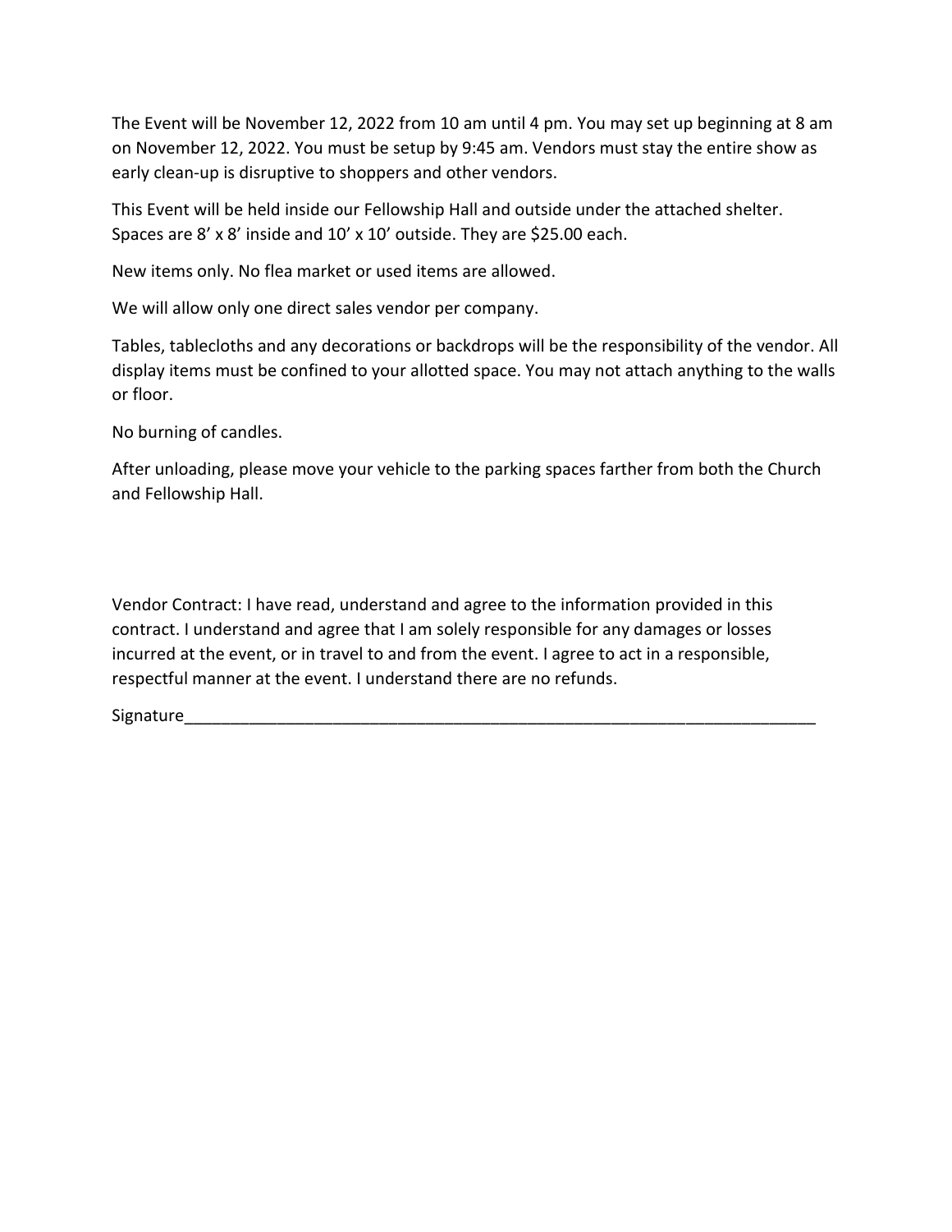The Event will be November 12, 2022 from 10 am until 4 pm. You may set up beginning at 8 am on November 12, 2022. You must be setup by 9:45 am. Vendors must stay the entire show as early clean-up is disruptive to shoppers and other vendors.

This Event will be held inside our Fellowship Hall and outside under the attached shelter. Spaces are 8' x 8' inside and 10' x 10' outside. They are $25.00 each.

New items only. No flea market or used items are allowed.

We will allow only one direct sales vendor per company.

Tables, tablecloths and any decorations or backdrops will be the responsibility of the vendor. All display items must be confined to your allotted space. You may not attach anything to the walls or floor.

No burning of candles.

After unloading, please move your vehicle to the parking spaces farther from both the Church and Fellowship Hall.

Vendor Contract: I have read, understand and agree to the information provided in this contract. I understand and agree that I am solely responsible for any damages or losses incurred at the event, or in travel to and from the event. I agree to act in a responsible, respectful manner at the event. I understand there are no refunds.

Signature_______________________________________________________________________